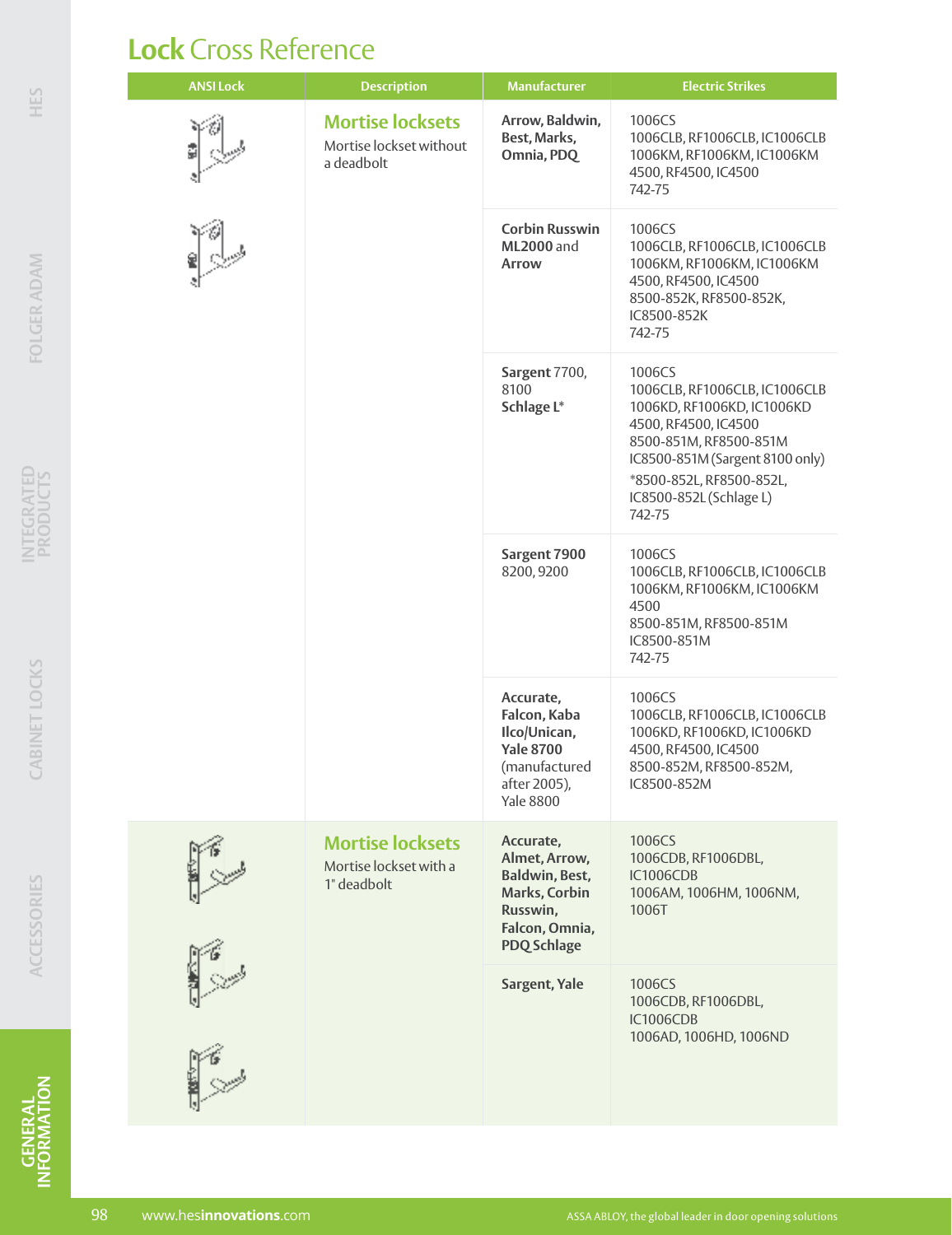# Lock Cross Reference

| ANSI Lock | Description | Manufacturer | Electric Strikes |
|---|---|---|---|
| | **Mortise locksets** Mortise lockset without a deadbolt | **Arrow, Baldwin, Best, Marks, Omnia, PDQ** | 1006CS<br>1006CLB, RF1006CLB, IC1006CLB<br>1006KM, RF1006KM, IC1006KM<br>4500, RF4500, IC4500<br>742-75 |
| | | **Corbin Russwin ML2000** and **Arrow** | 1006CS<br>1006CLB, RF1006CLB, IC1006CLB<br>1006KM, RF1006KM, IC1006KM<br>4500, RF4500, IC4500<br>8500-852K, RF8500-852K, IC8500-852K<br>742-75 |
| | | **Sargent** 7700, 8100<br>**Schlage L*** | 1006CS<br>1006CLB, RF1006CLB, IC1006CLB<br>1006KD, RF1006KD, IC1006KD<br>4500, RF4500, IC4500<br>8500-851M, RF8500-851M<br>IC8500-851M (Sargent 8100 only)<br>*8500-852L, RF8500-852L, IC8500-852L (Schlage L)<br>742-75 |
| | | **Sargent 7900** 8200, 9200 | 1006CS<br>1006CLB, RF1006CLB, IC1006CLB<br>1006KM, RF1006KM, IC1006KM<br>4500<br>8500-851M, RF8500-851M<br>IC8500-851M<br>742-75 |
| | | **Accurate, Falcon, Kaba Ilco/Unican, Yale 8700** (manufactured after 2005), Yale 8800 | 1006CS<br>1006CLB, RF1006CLB, IC1006CLB<br>1006KD, RF1006KD, IC1006KD<br>4500, RF4500, IC4500<br>8500-852M, RF8500-852M, IC8500-852M |
| | **Mortise locksets** Mortise lockset with a 1" deadbolt | **Accurate, Almet, Arrow, Baldwin, Best, Marks, Corbin Russwin, Falcon, Omnia, PDQ Schlage** | 1006CS<br>1006CDB, RF1006DBL, IC1006CDB<br>1006AM, 1006HM, 1006NM, 1006T |
| | | **Sargent, Yale** | 1006CS<br>1006CDB, RF1006DBL, IC1006CDB<br>1006AD, 1006HD, 1006ND |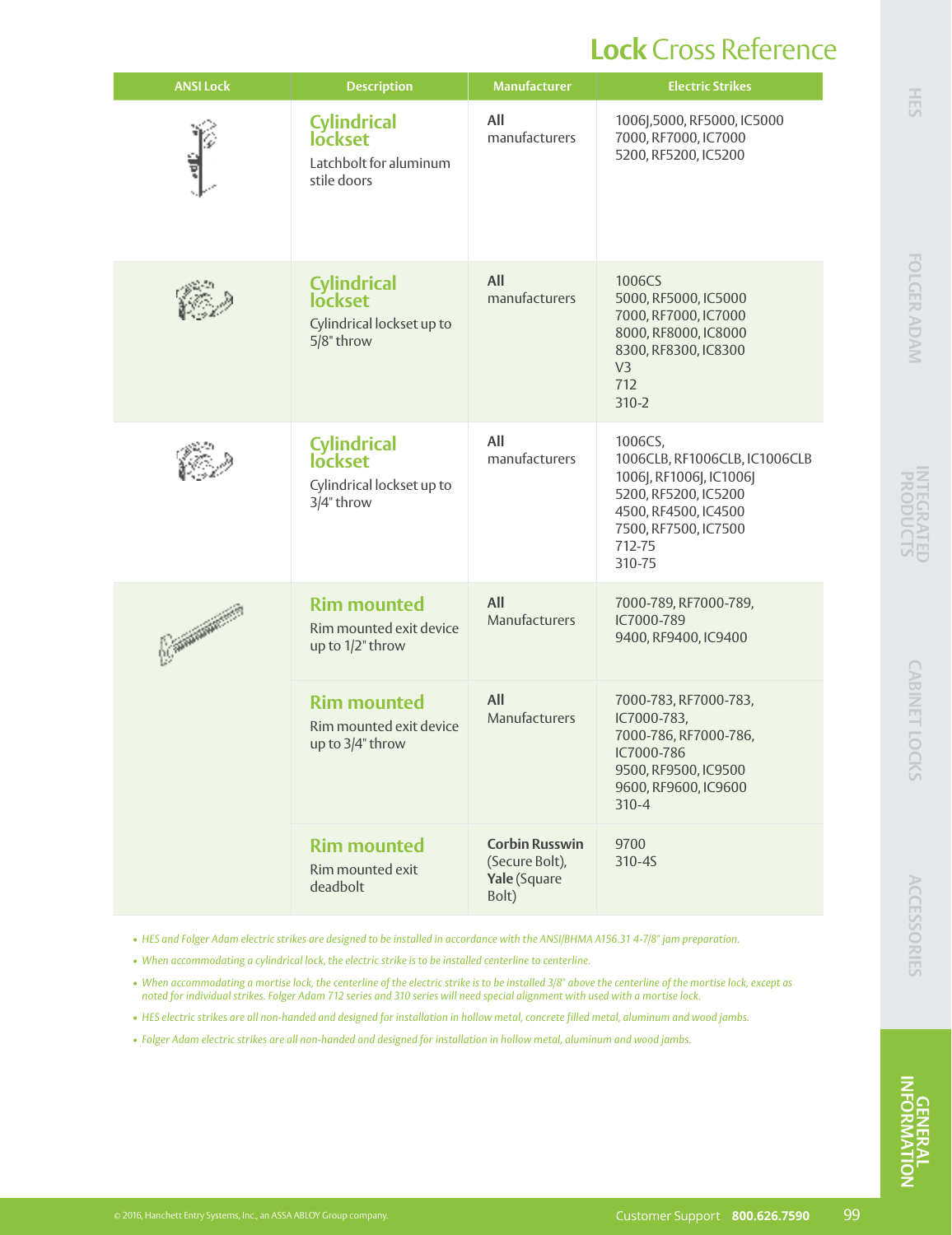# Lock Cross Reference

| ANSI Lock | Description | Manufacturer | Electric Strikes |
|---|---|---|---|
| | **Cylindrical lockset**<br>Latchbolt for aluminum stile doors | **All** manufacturers | 1006J,5000, RF5000, IC5000<br>7000, RF7000, IC7000<br>5200, RF5200, IC5200 |
| | **Cylindrical lockset**<br>Cylindrical lockset up to 5/8" throw | **All** manufacturers | 1006CS<br>5000, RF5000, IC5000<br>7000, RF7000, IC7000<br>8000, RF8000, IC8000<br>8300, RF8300, IC8300<br>V3<br>712<br>310-2 |
| | **Cylindrical lockset**<br>Cylindrical lockset up to 3/4" throw | **All** manufacturers | 1006CS,<br>1006CLB, RF1006CLB, IC1006CLB<br>1006J, RF1006J, IC1006J<br>5200, RF5200, IC5200<br>4500, RF4500, IC4500<br>7500, RF7500, IC7500<br>712-75<br>310-75 |
| | **Rim mounted**<br>Rim mounted exit device up to 1/2" throw | **All** Manufacturers | 7000-789, RF7000-789, IC7000-789<br>9400, RF9400, IC9400 |
| | **Rim mounted**<br>Rim mounted exit device up to 3/4" throw | **All** Manufacturers | 7000-783, RF7000-783, IC7000-783,<br>7000-786, RF7000-786, IC7000-786<br>9500, RF9500, IC9500<br>9600, RF9600, IC9600<br>310-4 |
| | **Rim mounted**<br>Rim mounted exit deadbolt | **Corbin Russwin** (Secure Bolt), **Yale** (Square Bolt) | 9700<br>310-4S |

- *HES and Folger Adam electric strikes are designed to be installed in accordance with the ANSI/BHMA A156.31 4-7/8" jam preparation.*
- *When accommodating a cylindrical lock, the electric strike is to be installed centerline to centerline.*
- *When accommodating a mortise lock, the centerline of the electric strike is to be installed 3/8" above the centerline of the mortise lock, except as noted for individual strikes. Folger Adam 712 series and 310 series will need special alignment with used with a mortise lock.*
- *HES electric strikes are all non-handed and designed for installation in hollow metal, concrete filled metal, aluminum and wood jambs.*
- *Folger Adam electric strikes are all non-handed and designed for installation in hollow metal, aluminum and wood jambs.*